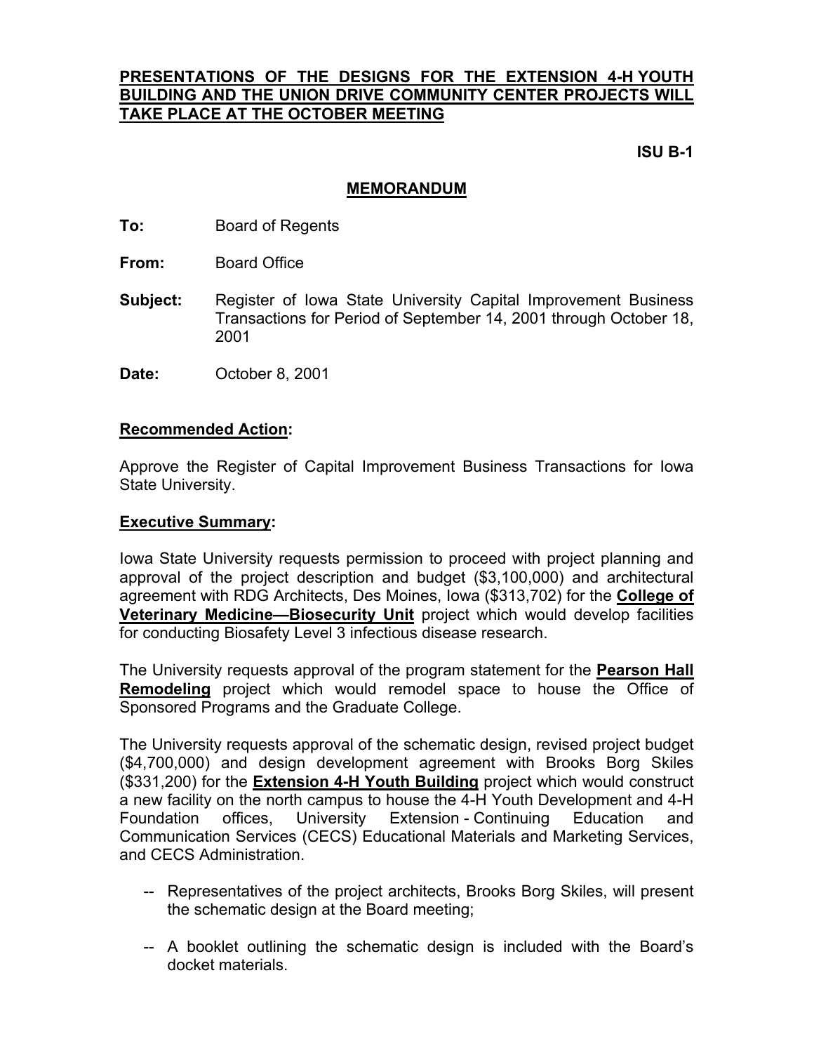**<u>PRESENTATIONS OF THE DESIGNS FOR THE EXTENSION 4-H YOUTH BUILDING AND THE UNION DRIVE COMMUNITY CENTER PROJECTS WILL TAKE PLACE AT THE OCTOBER MEETING</u>**

**ISU B-1**

## MEMORANDUM

**To:** Board of Regents

**From:** Board Office

**Subject:** Register of Iowa State University Capital Improvement Business Transactions for Period of September 14, 2001 through October 18, 2001

**Date:** October 8, 2001

**<u>Recommended Action</u>:**

Approve the Register of Capital Improvement Business Transactions for Iowa State University.

**<u>Executive Summary</u>:**

Iowa State University requests permission to proceed with project planning and approval of the project description and budget ($3,100,000) and architectural agreement with RDG Architects, Des Moines, Iowa ($313,702) for the **<u>College of Veterinary Medicine—Biosecurity Unit</u>** project which would develop facilities for conducting Biosafety Level 3 infectious disease research.

The University requests approval of the program statement for the **<u>Pearson Hall Remodeling</u>** project which would remodel space to house the Office of Sponsored Programs and the Graduate College.

The University requests approval of the schematic design, revised project budget ($4,700,000) and design development agreement with Brooks Borg Skiles ($331,200) for the **<u>Extension 4-H Youth Building</u>** project which would construct a new facility on the north campus to house the 4-H Youth Development and 4-H Foundation offices, University Extension - Continuing Education and Communication Services (CECS) Educational Materials and Marketing Services, and CECS Administration.

- -- Representatives of the project architects, Brooks Borg Skiles, will present the schematic design at the Board meeting;
- -- A booklet outlining the schematic design is included with the Board's docket materials.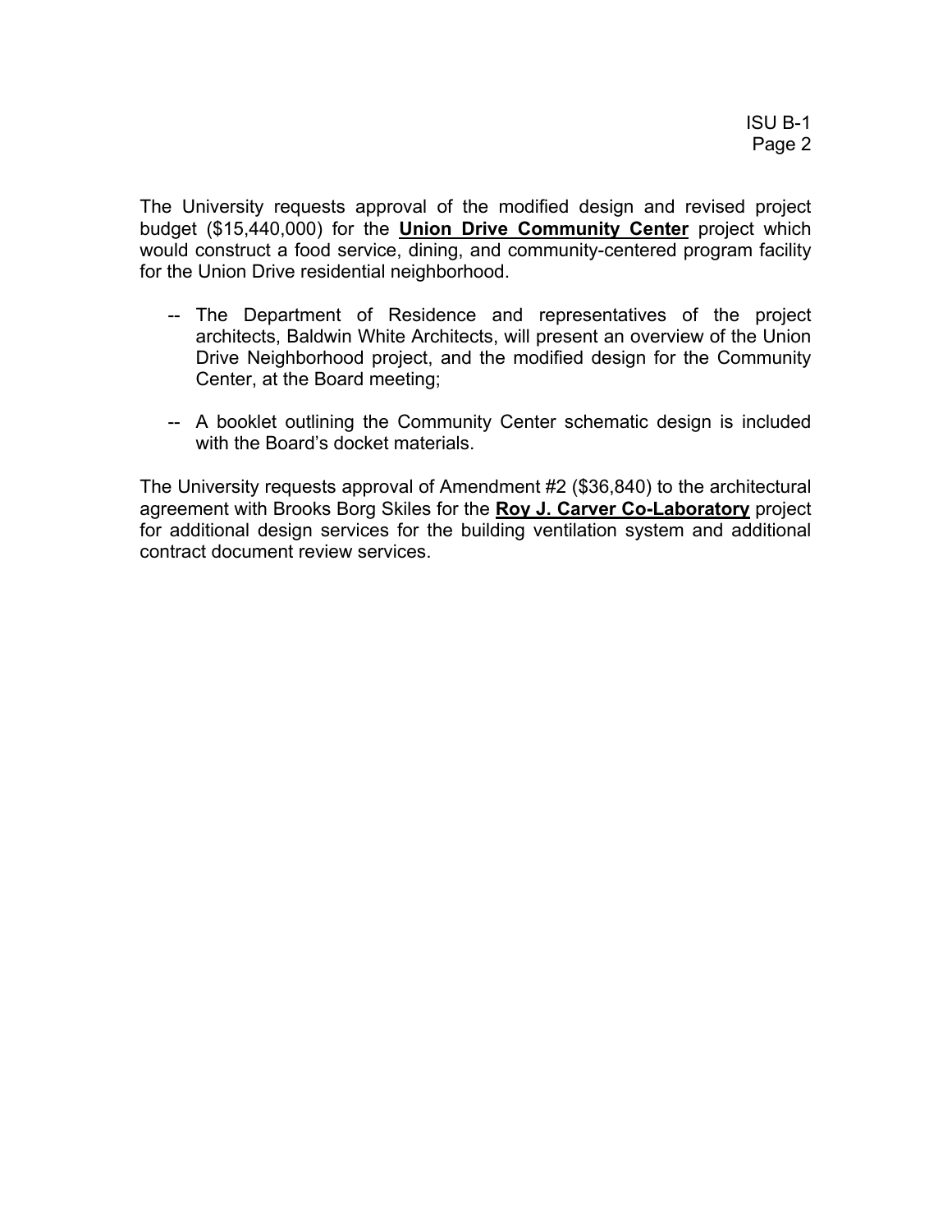The University requests approval of the modified design and revised project budget ($15,440,000) for the **Union Drive Community Center** project which would construct a food service, dining, and community-centered program facility for the Union Drive residential neighborhood.

-- The Department of Residence and representatives of the project architects, Baldwin White Architects, will present an overview of the Union Drive Neighborhood project, and the modified design for the Community Center, at the Board meeting;

-- A booklet outlining the Community Center schematic design is included with the Board's docket materials.

The University requests approval of Amendment #2 ($36,840) to the architectural agreement with Brooks Borg Skiles for the **Roy J. Carver Co-Laboratory** project for additional design services for the building ventilation system and additional contract document review services.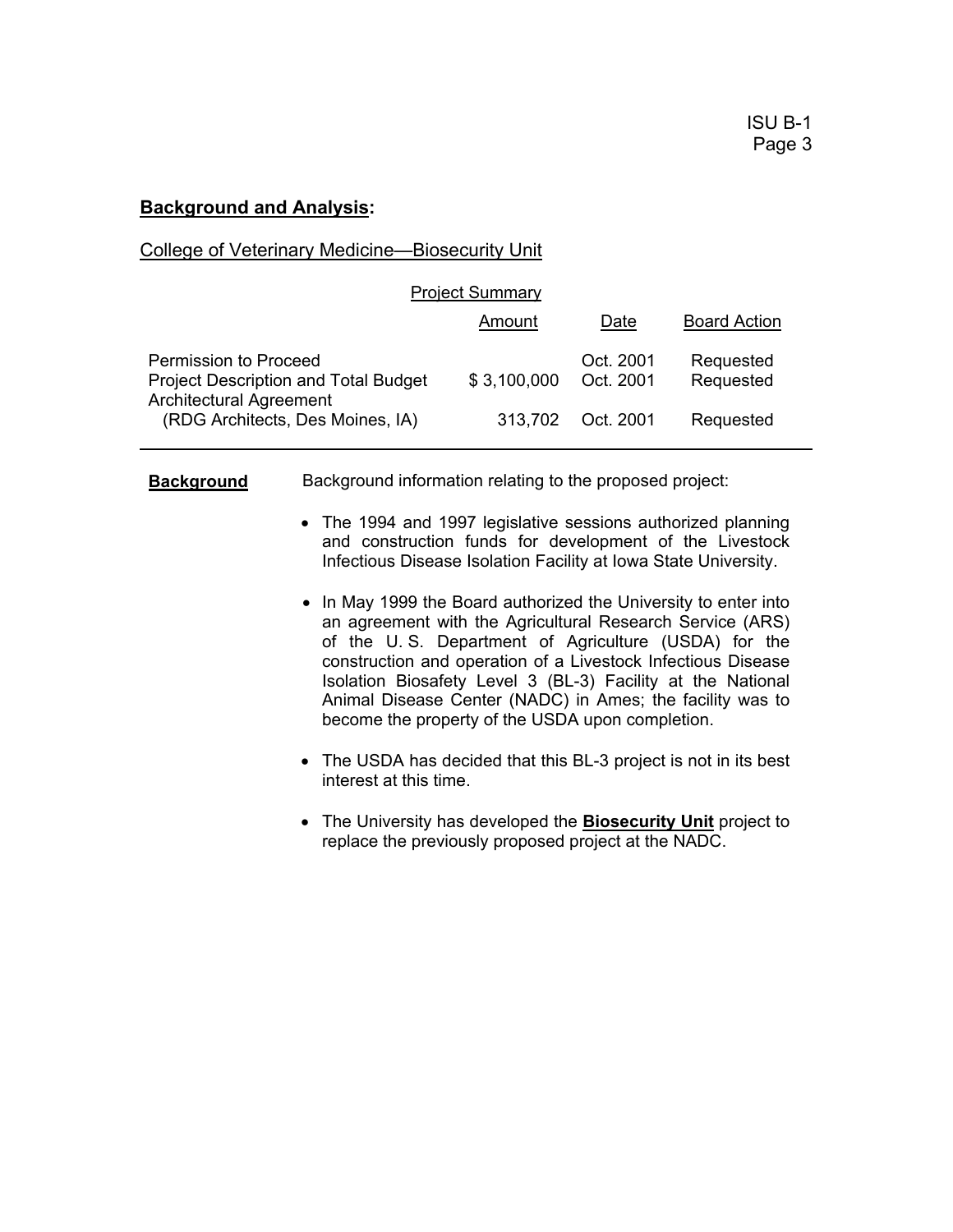## **Background and Analysis:**

College of Veterinary Medicine—Biosecurity Unit

Project Summary

| | Amount | Date | Board Action |
|---|---|---|---|
| Permission to Proceed | | Oct. 2001 | Requested |
| Project Description and Total Budget | $ 3,100,000 | Oct. 2001 | Requested |
| Architectural Agreement (RDG Architects, Des Moines, IA) | 313,702 | Oct. 2001 | Requested |

**Background** Background information relating to the proposed project:

- The 1994 and 1997 legislative sessions authorized planning and construction funds for development of the Livestock Infectious Disease Isolation Facility at Iowa State University.
- In May 1999 the Board authorized the University to enter into an agreement with the Agricultural Research Service (ARS) of the U. S. Department of Agriculture (USDA) for the construction and operation of a Livestock Infectious Disease Isolation Biosafety Level 3 (BL-3) Facility at the National Animal Disease Center (NADC) in Ames; the facility was to become the property of the USDA upon completion.
- The USDA has decided that this BL-3 project is not in its best interest at this time.
- The University has developed the **Biosecurity Unit** project to replace the previously proposed project at the NADC.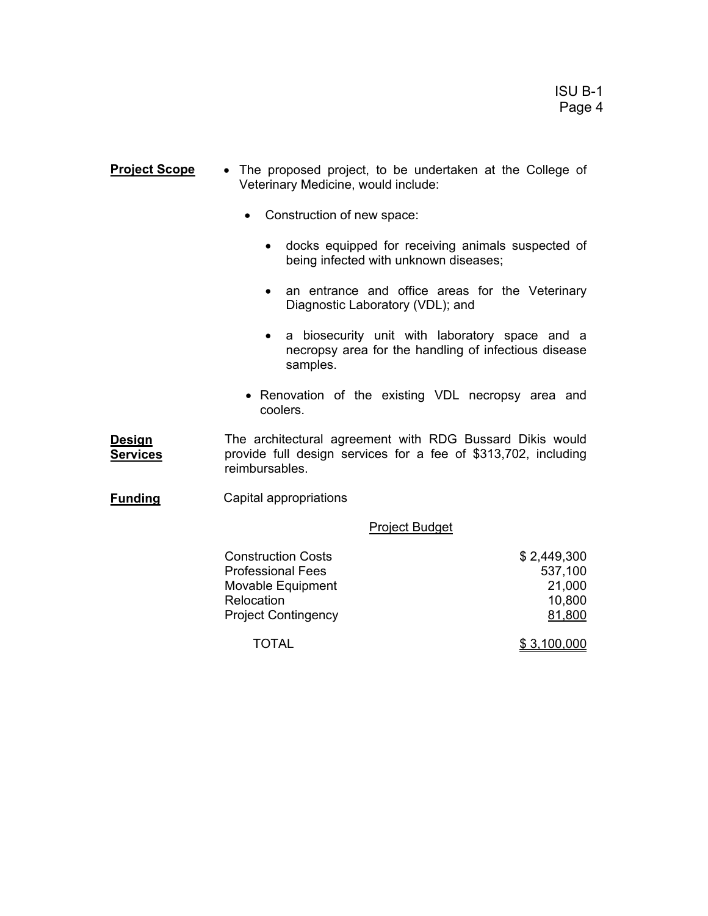**Project Scope**

- The proposed project, to be undertaken at the College of Veterinary Medicine, would include:
  - Construction of new space:
    - docks equipped for receiving animals suspected of being infected with unknown diseases;
    - an entrance and office areas for the Veterinary Diagnostic Laboratory (VDL); and
    - a biosecurity unit with laboratory space and a necropsy area for the handling of infectious disease samples.
  - Renovation of the existing VDL necropsy area and coolers.

**Design Services**

The architectural agreement with RDG Bussard Dikis would provide full design services for a fee of $313,702, including reimbursables.

**Funding**

Capital appropriations

Project Budget

| | |
|---|---:|
| Construction Costs | $ 2,449,300 |
| Professional Fees | 537,100 |
| Movable Equipment | 21,000 |
| Relocation | 10,800 |
| Project Contingency | 81,800 |
| TOTAL | $ 3,100,000 |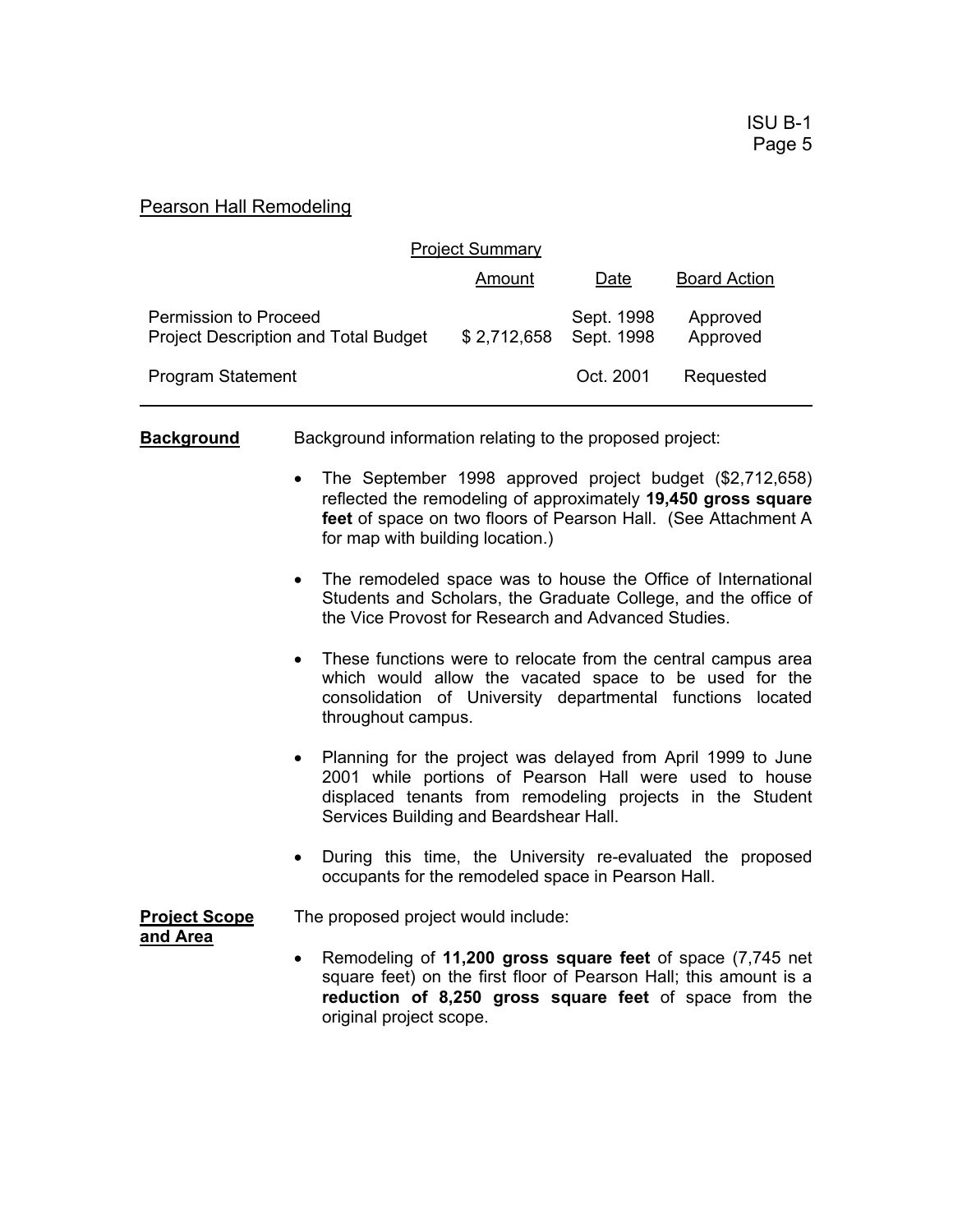## Pearson Hall Remodeling

### Project Summary

| | Amount | Date | Board Action |
|---|---|---|---|
| Permission to Proceed | | Sept. 1998 | Approved |
| Project Description and Total Budget | $ 2,712,658 | Sept. 1998 | Approved |
| Program Statement | | Oct. 2001 | Requested |

---

**Background** Background information relating to the proposed project:

- The September 1998 approved project budget ($2,712,658) reflected the remodeling of approximately **19,450 gross square feet** of space on two floors of Pearson Hall. (See Attachment A for map with building location.)

- The remodeled space was to house the Office of International Students and Scholars, the Graduate College, and the office of the Vice Provost for Research and Advanced Studies.

- These functions were to relocate from the central campus area which would allow the vacated space to be used for the consolidation of University departmental functions located throughout campus.

- Planning for the project was delayed from April 1999 to June 2001 while portions of Pearson Hall were used to house displaced tenants from remodeling projects in the Student Services Building and Beardshear Hall.

- During this time, the University re-evaluated the proposed occupants for the remodeled space in Pearson Hall.

**Project Scope and Area** The proposed project would include:

- Remodeling of **11,200 gross square feet** of space (7,745 net square feet) on the first floor of Pearson Hall; this amount is a **reduction of 8,250 gross square feet** of space from the original project scope.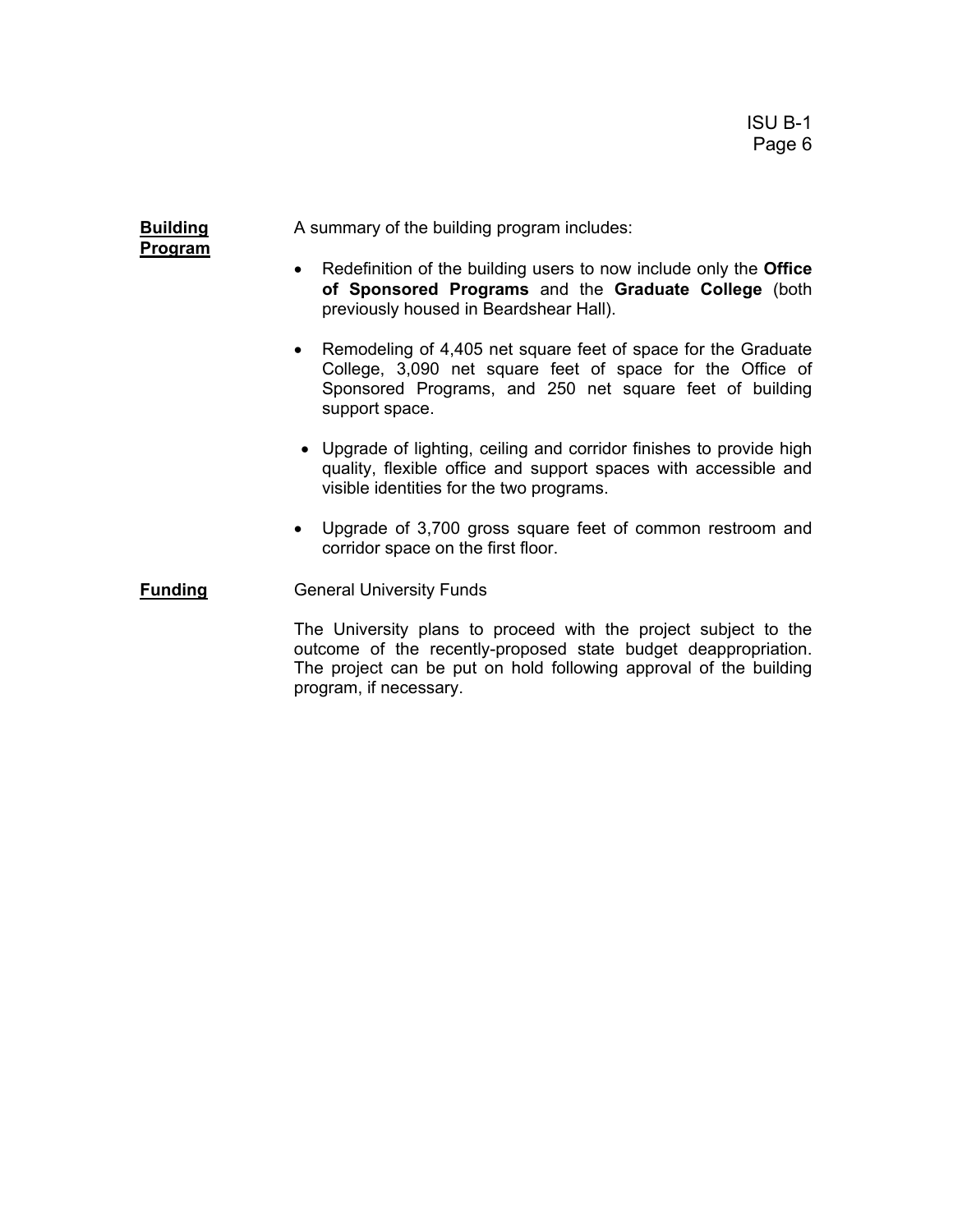**Building Program**

A summary of the building program includes:

- Redefinition of the building users to now include only the **Office of Sponsored Programs** and the **Graduate College** (both previously housed in Beardshear Hall).
- Remodeling of 4,405 net square feet of space for the Graduate College, 3,090 net square feet of space for the Office of Sponsored Programs, and 250 net square feet of building support space.
- Upgrade of lighting, ceiling and corridor finishes to provide high quality, flexible office and support spaces with accessible and visible identities for the two programs.
- Upgrade of 3,700 gross square feet of common restroom and corridor space on the first floor.

**Funding**

General University Funds

The University plans to proceed with the project subject to the outcome of the recently-proposed state budget deappropriation. The project can be put on hold following approval of the building program, if necessary.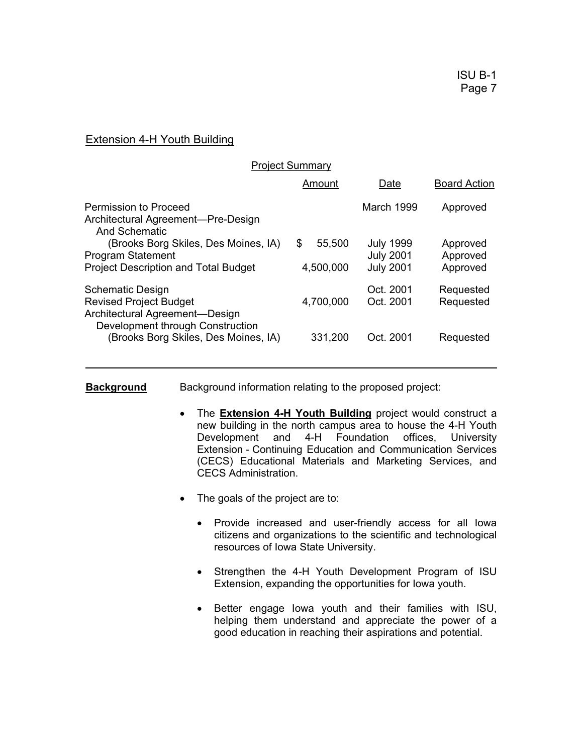## Extension 4-H Youth Building

Project Summary

| | Amount | Date | Board Action |
|---|---|---|---|
| Permission to Proceed | | March 1999 | Approved |
| Architectural Agreement—Pre-Design And Schematic (Brooks Borg Skiles, Des Moines, IA) | $ 55,500 | July 1999 | Approved |
| Program Statement | | July 2001 | Approved |
| Project Description and Total Budget | 4,500,000 | July 2001 | Approved |
| Schematic Design | | Oct. 2001 | Requested |
| Revised Project Budget | 4,700,000 | Oct. 2001 | Requested |
| Architectural Agreement—Design Development through Construction (Brooks Borg Skiles, Des Moines, IA) | 331,200 | Oct. 2001 | Requested |

**Background** Background information relating to the proposed project:

- The **Extension 4-H Youth Building** project would construct a new building in the north campus area to house the 4-H Youth Development and 4-H Foundation offices, University Extension - Continuing Education and Communication Services (CECS) Educational Materials and Marketing Services, and CECS Administration.

- The goals of the project are to:

  - Provide increased and user-friendly access for all Iowa citizens and organizations to the scientific and technological resources of Iowa State University.

  - Strengthen the 4-H Youth Development Program of ISU Extension, expanding the opportunities for Iowa youth.

  - Better engage Iowa youth and their families with ISU, helping them understand and appreciate the power of a good education in reaching their aspirations and potential.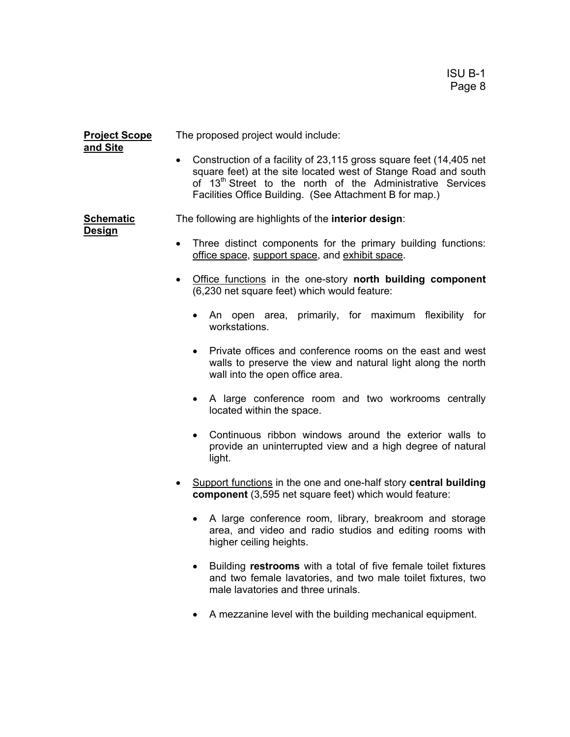**Project Scope and Site**

The proposed project would include:

- Construction of a facility of 23,115 gross square feet (14,405 net square feet) at the site located west of Stange Road and south of 13th Street to the north of the Administrative Services Facilities Office Building. (See Attachment B for map.)

**Schematic Design**

The following are highlights of the **interior design**:

- Three distinct components for the primary building functions: office space, support space, and exhibit space.
- Office functions in the one-story **north building component** (6,230 net square feet) which would feature:
  - An open area, primarily, for maximum flexibility for workstations.
  - Private offices and conference rooms on the east and west walls to preserve the view and natural light along the north wall into the open office area.
  - A large conference room and two workrooms centrally located within the space.
  - Continuous ribbon windows around the exterior walls to provide an uninterrupted view and a high degree of natural light.
- Support functions in the one and one-half story **central building component** (3,595 net square feet) which would feature:
  - A large conference room, library, breakroom and storage area, and video and radio studios and editing rooms with higher ceiling heights.
  - Building **restrooms** with a total of five female toilet fixtures and two female lavatories, and two male toilet fixtures, two male lavatories and three urinals.
  - A mezzanine level with the building mechanical equipment.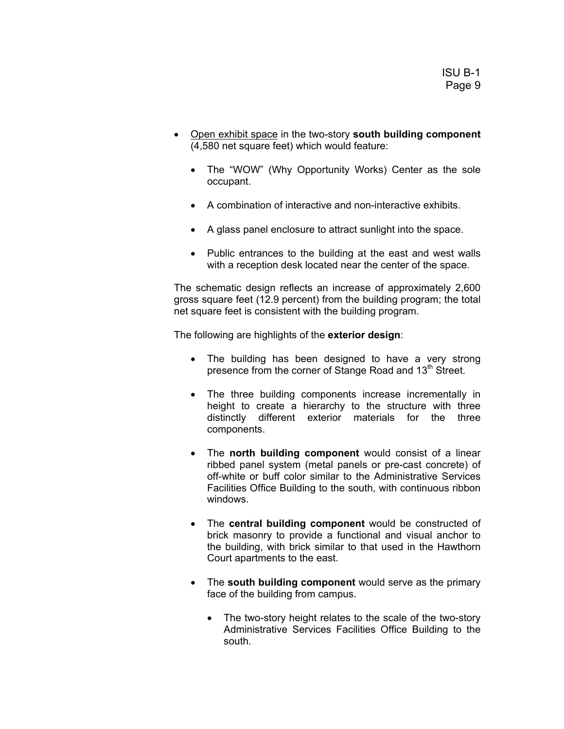- <u>Open exhibit space</u> in the two-story **south building component** (4,580 net square feet) which would feature:

    - The "WOW" (Why Opportunity Works) Center as the sole occupant.

    - A combination of interactive and non-interactive exhibits.

    - A glass panel enclosure to attract sunlight into the space.

    - Public entrances to the building at the east and west walls with a reception desk located near the center of the space.

The schematic design reflects an increase of approximately 2,600 gross square feet (12.9 percent) from the building program; the total net square feet is consistent with the building program.

The following are highlights of the **exterior design**:

- The building has been designed to have a very strong presence from the corner of Stange Road and 13th Street.

- The three building components increase incrementally in height to create a hierarchy to the structure with three distinctly different exterior materials for the three components.

- The **north building component** would consist of a linear ribbed panel system (metal panels or pre-cast concrete) of off-white or buff color similar to the Administrative Services Facilities Office Building to the south, with continuous ribbon windows.

- The **central building component** would be constructed of brick masonry to provide a functional and visual anchor to the building, with brick similar to that used in the Hawthorn Court apartments to the east.

- The **south building component** would serve as the primary face of the building from campus.

    - The two-story height relates to the scale of the two-story Administrative Services Facilities Office Building to the south.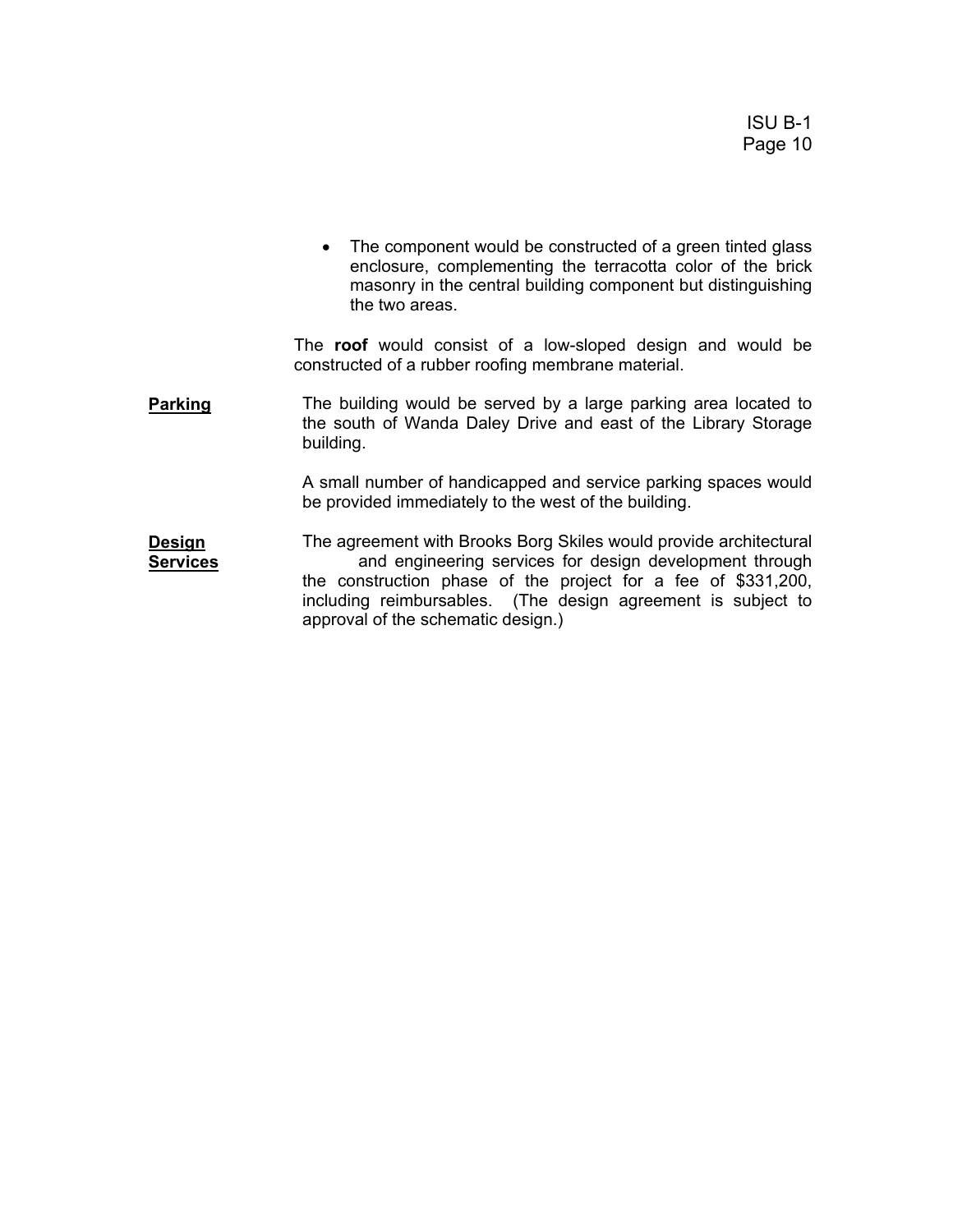- The component would be constructed of a green tinted glass enclosure, complementing the terracotta color of the brick masonry in the central building component but distinguishing the two areas.

The **roof** would consist of a low-sloped design and would be constructed of a rubber roofing membrane material.

**Parking**

The building would be served by a large parking area located to the south of Wanda Daley Drive and east of the Library Storage building.

A small number of handicapped and service parking spaces would be provided immediately to the west of the building.

**Design Services**

The agreement with Brooks Borg Skiles would provide architectural and engineering services for design development through the construction phase of the project for a fee of $331,200, including reimbursables. (The design agreement is subject to approval of the schematic design.)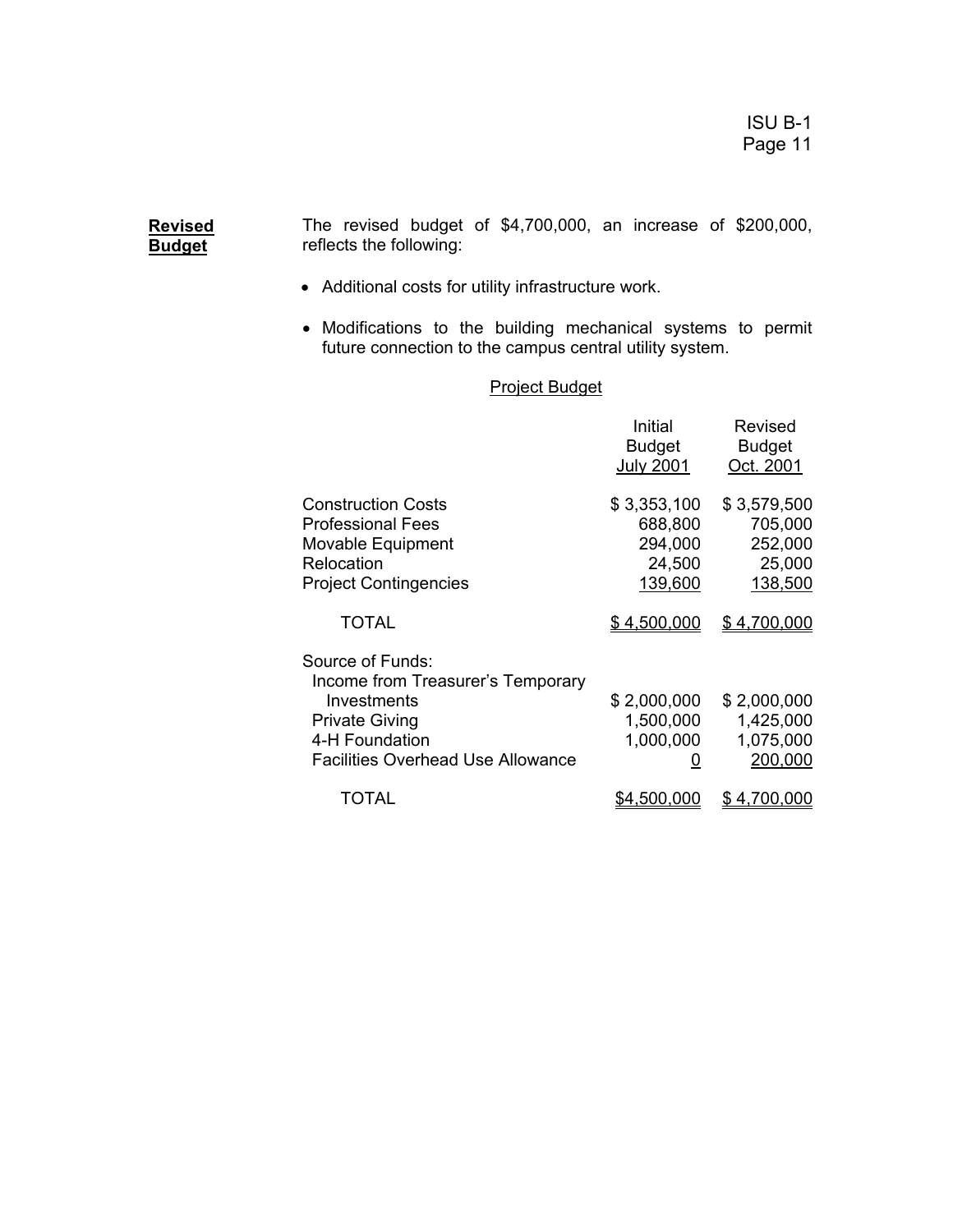**Revised Budget**

The revised budget of $4,700,000, an increase of $200,000, reflects the following:

- Additional costs for utility infrastructure work.
- Modifications to the building mechanical systems to permit future connection to the campus central utility system.

Project Budget

| | Initial Budget July 2001 | Revised Budget Oct. 2001 |
|---|---|---|
| Construction Costs | $ 3,353,100 | $ 3,579,500 |
| Professional Fees | 688,800 | 705,000 |
| Movable Equipment | 294,000 | 252,000 |
| Relocation | 24,500 | 25,000 |
| Project Contingencies | 139,600 | 138,500 |
| TOTAL | $ 4,500,000 | $ 4,700,000 |
| Source of Funds: | | |
| Income from Treasurer's Temporary Investments | $ 2,000,000 | $ 2,000,000 |
| Private Giving | 1,500,000 | 1,425,000 |
| 4-H Foundation | 1,000,000 | 1,075,000 |
| Facilities Overhead Use Allowance | 0 | 200,000 |
| TOTAL | $4,500,000 | $ 4,700,000 |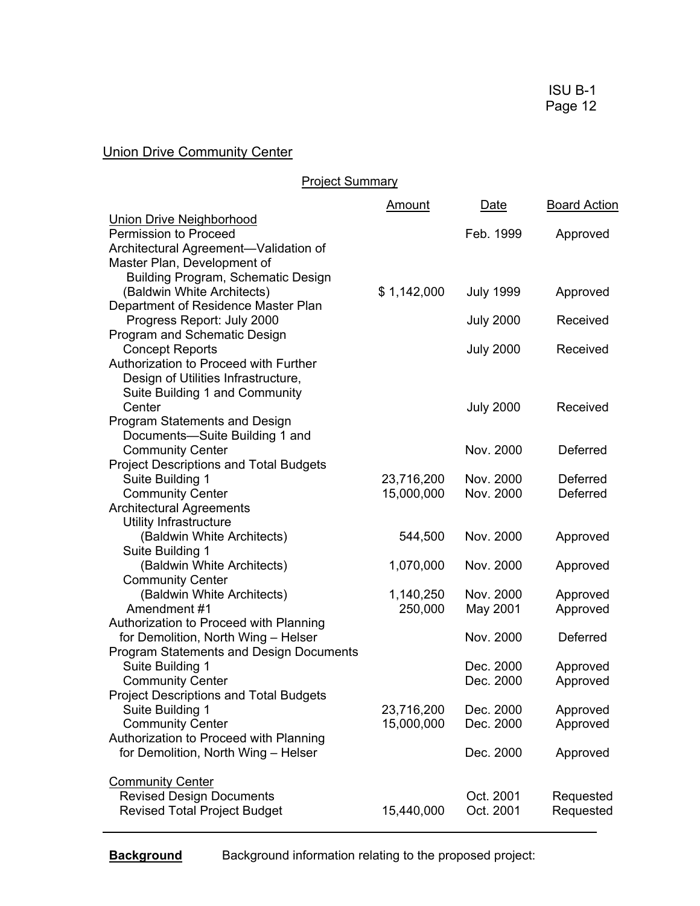## Union Drive Community Center

### Project Summary

| | Amount | Date | Board Action |
|---|---|---|---|
| Union Drive Neighborhood | | | |
| Permission to Proceed | | Feb. 1999 | Approved |
| Architectural Agreement—Validation of Master Plan, Development of Building Program, Schematic Design (Baldwin White Architects) | $ 1,142,000 | July 1999 | Approved |
| Department of Residence Master Plan Progress Report: July 2000 | | July 2000 | Received |
| Program and Schematic Design Concept Reports | | July 2000 | Received |
| Authorization to Proceed with Further Design of Utilities Infrastructure, Suite Building 1 and Community Center | | July 2000 | Received |
| Program Statements and Design Documents—Suite Building 1 and Community Center | | Nov. 2000 | Deferred |
| Project Descriptions and Total Budgets | | | |
| Suite Building 1 | 23,716,200 | Nov. 2000 | Deferred |
| Community Center | 15,000,000 | Nov. 2000 | Deferred |
| Architectural Agreements | | | |
| Utility Infrastructure (Baldwin White Architects) | 544,500 | Nov. 2000 | Approved |
| Suite Building 1 (Baldwin White Architects) | 1,070,000 | Nov. 2000 | Approved |
| Community Center (Baldwin White Architects) | 1,140,250 | Nov. 2000 | Approved |
| Amendment #1 | 250,000 | May 2001 | Approved |
| Authorization to Proceed with Planning for Demolition, North Wing – Helser | | Nov. 2000 | Deferred |
| Program Statements and Design Documents | | | |
| Suite Building 1 | | Dec. 2000 | Approved |
| Community Center | | Dec. 2000 | Approved |
| Project Descriptions and Total Budgets | | | |
| Suite Building 1 | 23,716,200 | Dec. 2000 | Approved |
| Community Center | 15,000,000 | Dec. 2000 | Approved |
| Authorization to Proceed with Planning for Demolition, North Wing – Helser | | Dec. 2000 | Approved |
| Community Center | | | |
| Revised Design Documents | | Oct. 2001 | Requested |
| Revised Total Project Budget | 15,440,000 | Oct. 2001 | Requested |

---

**Background** Background information relating to the proposed project: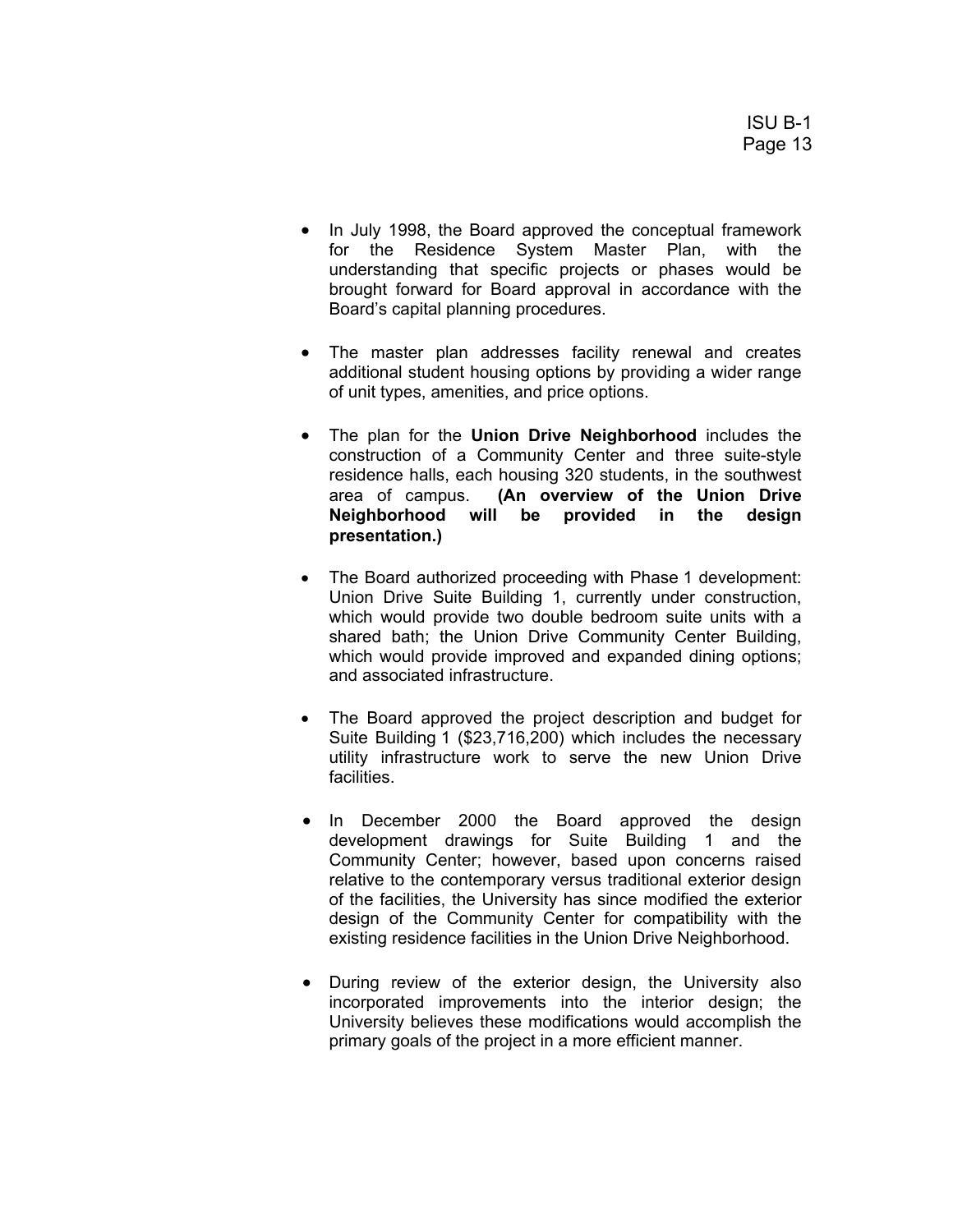- In July 1998, the Board approved the conceptual framework for the Residence System Master Plan, with the understanding that specific projects or phases would be brought forward for Board approval in accordance with the Board's capital planning procedures.

- The master plan addresses facility renewal and creates additional student housing options by providing a wider range of unit types, amenities, and price options.

- The plan for the **Union Drive Neighborhood** includes the construction of a Community Center and three suite-style residence halls, each housing 320 students, in the southwest area of campus. **(An overview of the Union Drive Neighborhood will be provided in the design presentation.)**

- The Board authorized proceeding with Phase 1 development: Union Drive Suite Building 1, currently under construction, which would provide two double bedroom suite units with a shared bath; the Union Drive Community Center Building, which would provide improved and expanded dining options; and associated infrastructure.

- The Board approved the project description and budget for Suite Building 1 ($23,716,200) which includes the necessary utility infrastructure work to serve the new Union Drive facilities.

- In December 2000 the Board approved the design development drawings for Suite Building 1 and the Community Center; however, based upon concerns raised relative to the contemporary versus traditional exterior design of the facilities, the University has since modified the exterior design of the Community Center for compatibility with the existing residence facilities in the Union Drive Neighborhood.

- During review of the exterior design, the University also incorporated improvements into the interior design; the University believes these modifications would accomplish the primary goals of the project in a more efficient manner.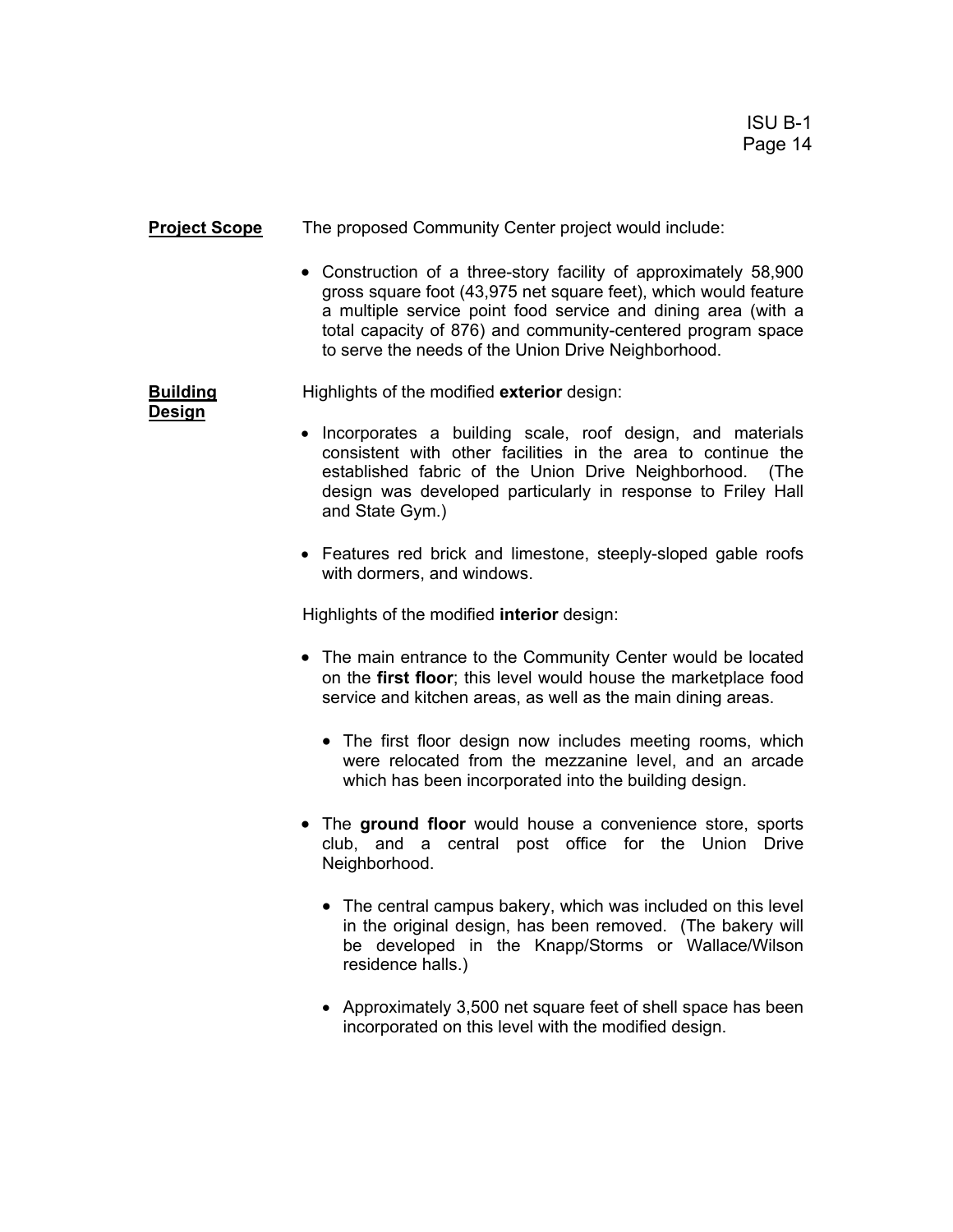**Project Scope**

The proposed Community Center project would include:

- Construction of a three-story facility of approximately 58,900 gross square foot (43,975 net square feet), which would feature a multiple service point food service and dining area (with a total capacity of 876) and community-centered program space to serve the needs of the Union Drive Neighborhood.

**Building Design**

Highlights of the modified **exterior** design:

- Incorporates a building scale, roof design, and materials consistent with other facilities in the area to continue the established fabric of the Union Drive Neighborhood. (The design was developed particularly in response to Friley Hall and State Gym.)
- Features red brick and limestone, steeply-sloped gable roofs with dormers, and windows.

Highlights of the modified **interior** design:

- The main entrance to the Community Center would be located on the **first floor**; this level would house the marketplace food service and kitchen areas, as well as the main dining areas.
  - The first floor design now includes meeting rooms, which were relocated from the mezzanine level, and an arcade which has been incorporated into the building design.
- The **ground floor** would house a convenience store, sports club, and a central post office for the Union Drive Neighborhood.
  - The central campus bakery, which was included on this level in the original design, has been removed. (The bakery will be developed in the Knapp/Storms or Wallace/Wilson residence halls.)
  - Approximately 3,500 net square feet of shell space has been incorporated on this level with the modified design.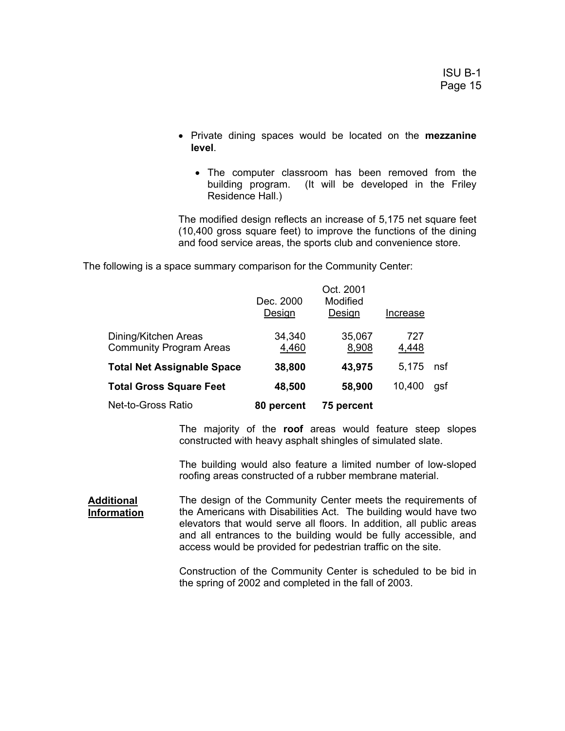- Private dining spaces would be located on the **mezzanine level**.

  - The computer classroom has been removed from the building program. (It will be developed in the Friley Residence Hall.)

The modified design reflects an increase of 5,175 net square feet (10,400 gross square feet) to improve the functions of the dining and food service areas, the sports club and convenience store.

The following is a space summary comparison for the Community Center:

| | Dec. 2000 Design | Oct. 2001 Modified Design | Increase | |
|---|---|---|---|---|
| Dining/Kitchen Areas | 34,340 | 35,067 | 727 | |
| Community Program Areas | 4,460 | 8,908 | 4,448 | |
| **Total Net Assignable Space** | **38,800** | **43,975** | 5,175 | nsf |
| **Total Gross Square Feet** | **48,500** | **58,900** | 10,400 | gsf |
| Net-to-Gross Ratio | **80 percent** | **75 percent** | | |

The majority of the **roof** areas would feature steep slopes constructed with heavy asphalt shingles of simulated slate.

The building would also feature a limited number of low-sloped roofing areas constructed of a rubber membrane material.

**Additional Information**

The design of the Community Center meets the requirements of the Americans with Disabilities Act. The building would have two elevators that would serve all floors. In addition, all public areas and all entrances to the building would be fully accessible, and access would be provided for pedestrian traffic on the site.

Construction of the Community Center is scheduled to be bid in the spring of 2002 and completed in the fall of 2003.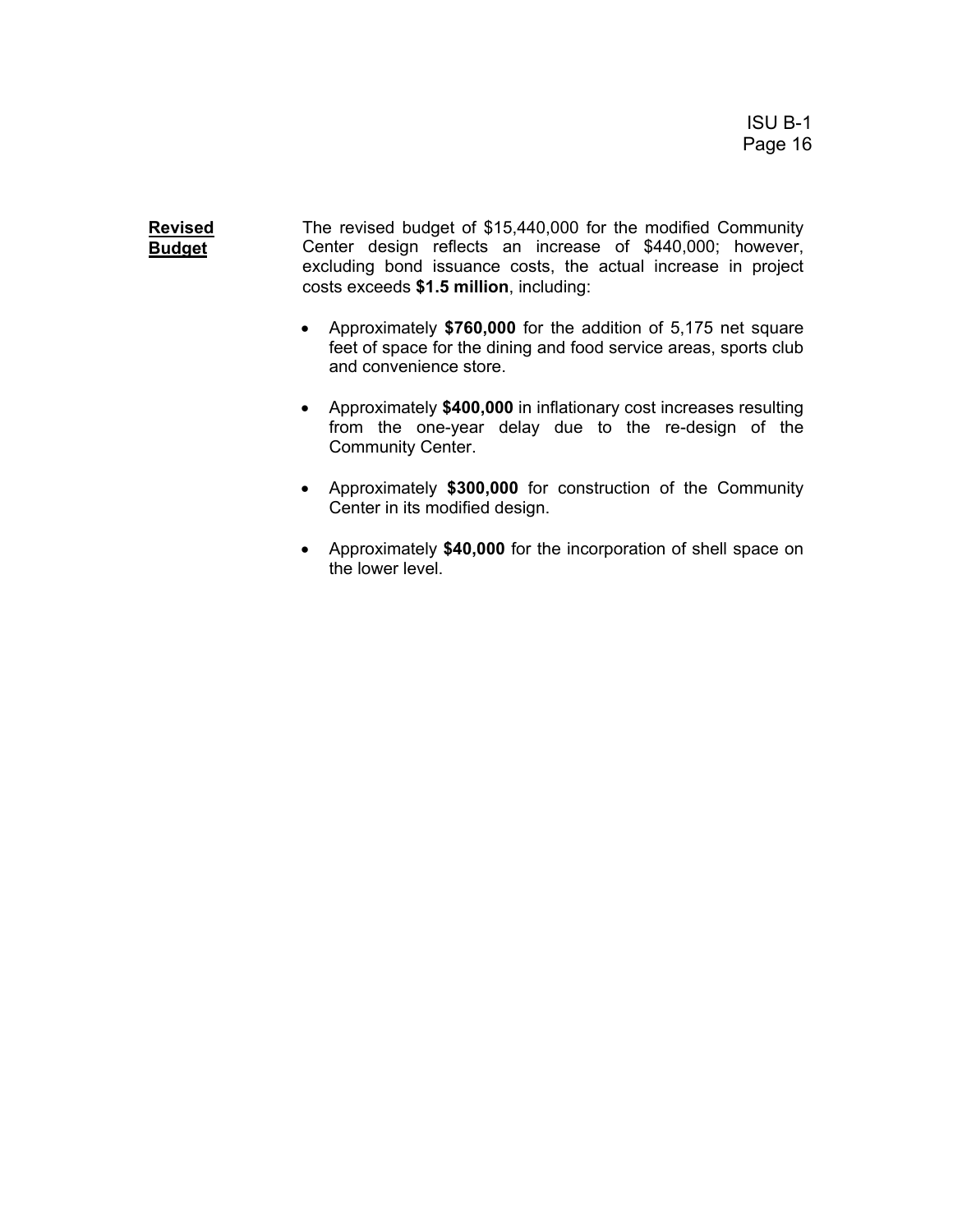**Revised Budget**

The revised budget of $15,440,000 for the modified Community Center design reflects an increase of $440,000; however, excluding bond issuance costs, the actual increase in project costs exceeds **$1.5 million**, including:

- Approximately **$760,000** for the addition of 5,175 net square feet of space for the dining and food service areas, sports club and convenience store.
- Approximately **$400,000** in inflationary cost increases resulting from the one-year delay due to the re-design of the Community Center.
- Approximately **$300,000** for construction of the Community Center in its modified design.
- Approximately **$40,000** for the incorporation of shell space on the lower level.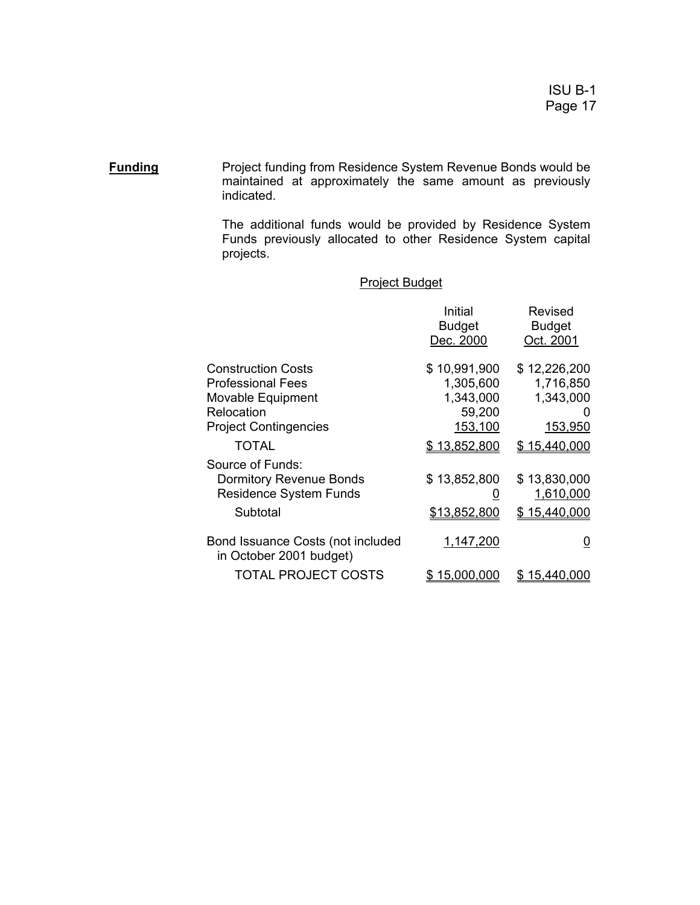**Funding**

Project funding from Residence System Revenue Bonds would be maintained at approximately the same amount as previously indicated.

The additional funds would be provided by Residence System Funds previously allocated to other Residence System capital projects.

Project Budget

| | Initial Budget Dec. 2000 | Revised Budget Oct. 2001 |
|---|---|---|
| Construction Costs | $ 10,991,900 | $ 12,226,200 |
| Professional Fees | 1,305,600 | 1,716,850 |
| Movable Equipment | 1,343,000 | 1,343,000 |
| Relocation | 59,200 | 0 |
| Project Contingencies | 153,100 | 153,950 |
| TOTAL | $ 13,852,800 | $ 15,440,000 |
| Source of Funds: | | |
| Dormitory Revenue Bonds | $ 13,852,800 | $ 13,830,000 |
| Residence System Funds | 0 | 1,610,000 |
| Subtotal | $13,852,800 | $ 15,440,000 |
| Bond Issuance Costs (not included in October 2001 budget) | 1,147,200 | 0 |
| TOTAL PROJECT COSTS | $ 15,000,000 | $ 15,440,000 |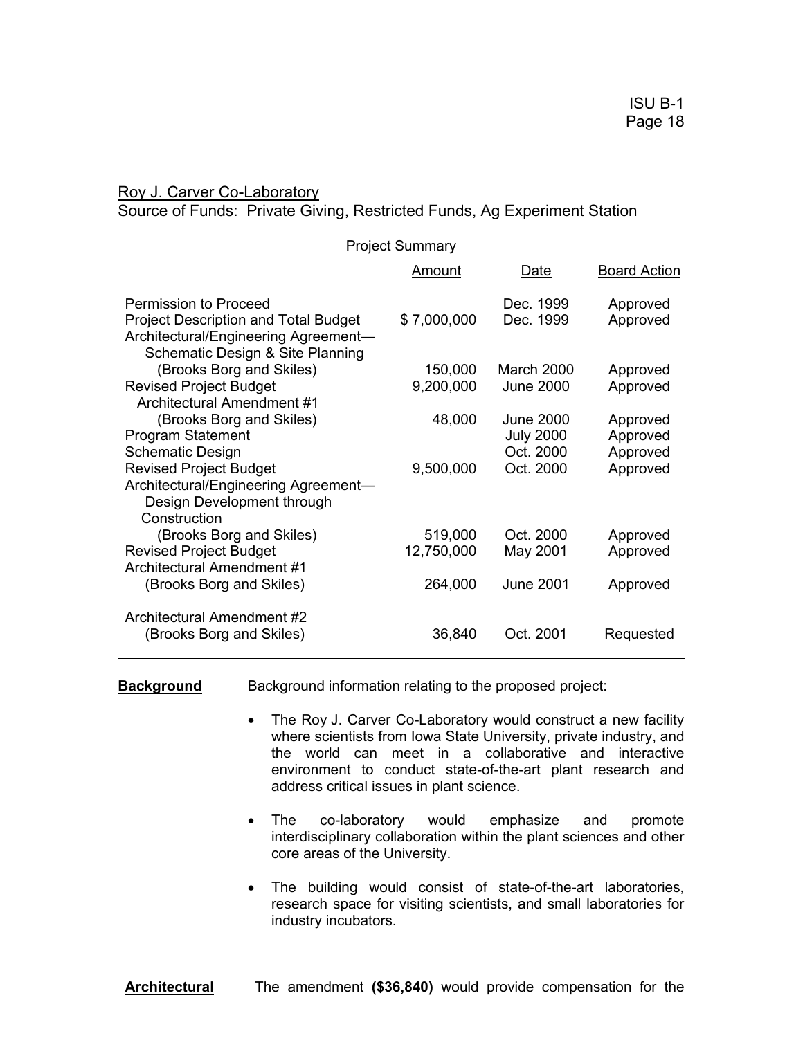Roy J. Carver Co-Laboratory
Source of Funds: Private Giving, Restricted Funds, Ag Experiment Station

Project Summary

| | Amount | Date | Board Action |
|---|---|---|---|
| Permission to Proceed | | Dec. 1999 | Approved |
| Project Description and Total Budget | $ 7,000,000 | Dec. 1999 | Approved |
| Architectural/Engineering Agreement—Schematic Design & Site Planning (Brooks Borg and Skiles) | 150,000 | March 2000 | Approved |
| Revised Project Budget | 9,200,000 | June 2000 | Approved |
| Architectural Amendment #1 (Brooks Borg and Skiles) | 48,000 | June 2000 | Approved |
| Program Statement | | July 2000 | Approved |
| Schematic Design | | Oct. 2000 | Approved |
| Revised Project Budget | 9,500,000 | Oct. 2000 | Approved |
| Architectural/Engineering Agreement—Design Development through Construction (Brooks Borg and Skiles) | 519,000 | Oct. 2000 | Approved |
| Revised Project Budget | 12,750,000 | May 2001 | Approved |
| Architectural Amendment #1 (Brooks Borg and Skiles) | 264,000 | June 2001 | Approved |
| Architectural Amendment #2 (Brooks Borg and Skiles) | 36,840 | Oct. 2001 | Requested |

**Background** Background information relating to the proposed project:

- The Roy J. Carver Co-Laboratory would construct a new facility where scientists from Iowa State University, private industry, and the world can meet in a collaborative and interactive environment to conduct state-of-the-art plant research and address critical issues in plant science.
- The co-laboratory would emphasize and promote interdisciplinary collaboration within the plant sciences and other core areas of the University.
- The building would consist of state-of-the-art laboratories, research space for visiting scientists, and small laboratories for industry incubators.

**Architectural** The amendment **($36,840)** would provide compensation for the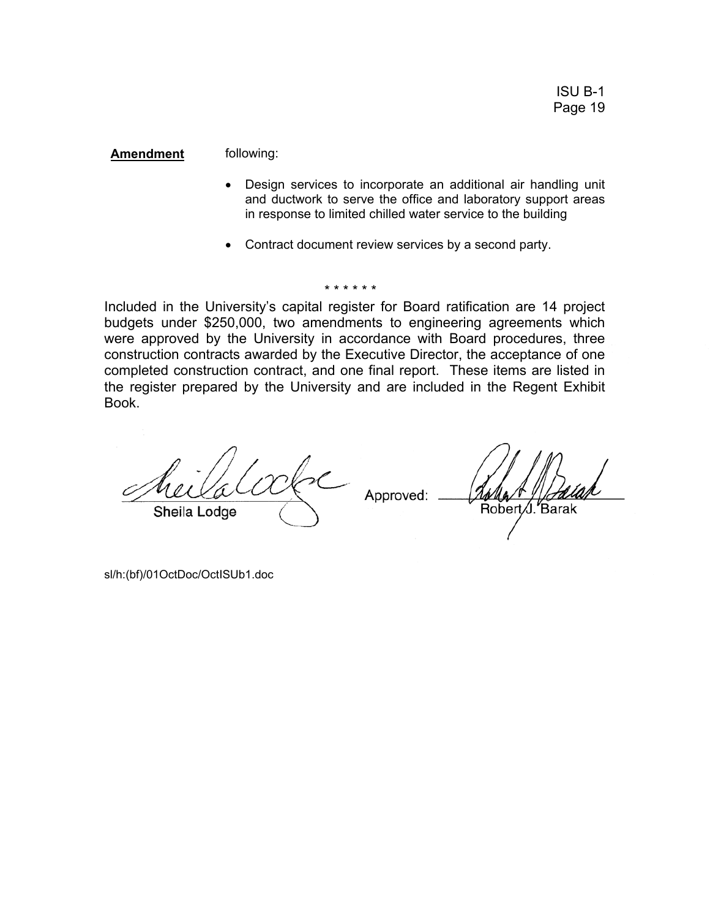**Amendment** following:

- Design services to incorporate an additional air handling unit and ductwork to serve the office and laboratory support areas in response to limited chilled water service to the building
- Contract document review services by a second party.

\* \* \* \* \* \*

Included in the University's capital register for Board ratification are 14 project budgets under $250,000, two amendments to engineering agreements which were approved by the University in accordance with Board procedures, three construction contracts awarded by the Executive Director, the acceptance of one completed construction contract, and one final report. These items are listed in the register prepared by the University and are included in the Regent Exhibit Book.

Sheila Lodge

Approved: Robert J. Barak

sl/h:(bf)/01OctDoc/OctISUb1.doc